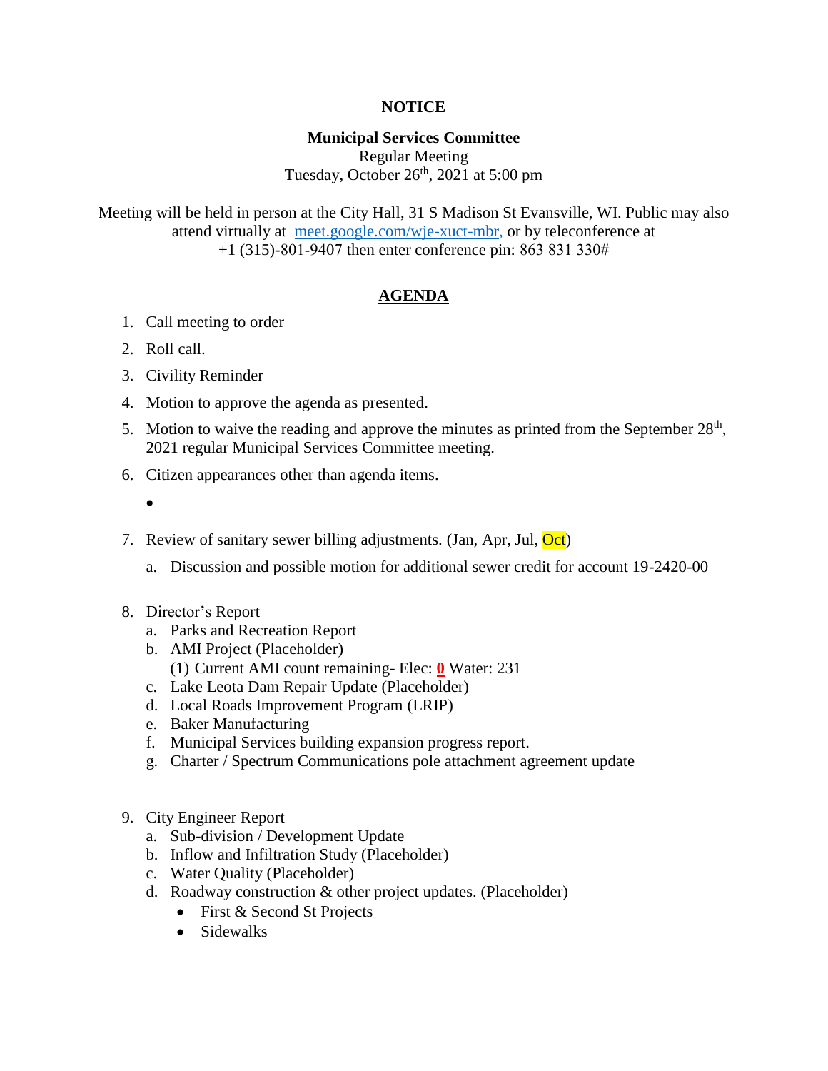**NOTICE**

**Municipal Services Committee**
Regular Meeting
Tuesday, October 26th, 2021 at 5:00 pm

Meeting will be held in person at the City Hall, 31 S Madison St Evansville, WI. Public may also attend virtually at meet.google.com/wje-xuct-mbr, or by teleconference at +1 (315)-801-9407 then enter conference pin: 863 831 330#

## AGENDA

1. Call meeting to order
2. Roll call.
3. Civility Reminder
4. Motion to approve the agenda as presented.
5. Motion to waive the reading and approve the minutes as printed from the September 28th, 2021 regular Municipal Services Committee meeting.
6. Citizen appearances other than agenda items.
   -
7. Review of sanitary sewer billing adjustments. (Jan, Apr, Jul, Oct)
   a. Discussion and possible motion for additional sewer credit for account 19-2420-00
8. Director's Report
   a. Parks and Recreation Report
   b. AMI Project (Placeholder)
      (1) Current AMI count remaining- Elec: **0** Water: 231
   c. Lake Leota Dam Repair Update (Placeholder)
   d. Local Roads Improvement Program (LRIP)
   e. Baker Manufacturing
   f. Municipal Services building expansion progress report.
   g. Charter / Spectrum Communications pole attachment agreement update
9. City Engineer Report
   a. Sub-division / Development Update
   b. Inflow and Infiltration Study (Placeholder)
   c. Water Quality (Placeholder)
   d. Roadway construction & other project updates. (Placeholder)
      - First & Second St Projects
      - Sidewalks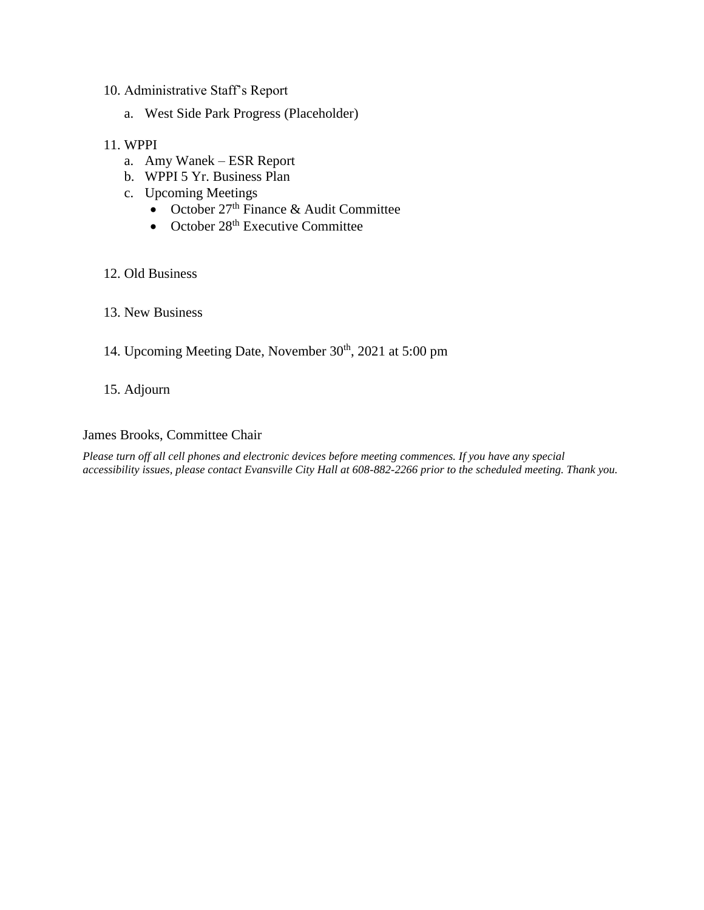10. Administrative Staff's Report
    a. West Side Park Progress (Placeholder)

11. WPPI
    a. Amy Wanek – ESR Report
    b. WPPI 5 Yr. Business Plan
    c. Upcoming Meetings
        - October 27th Finance & Audit Committee
        - October 28th Executive Committee

12. Old Business

13. New Business

14. Upcoming Meeting Date, November 30th, 2021 at 5:00 pm

15. Adjourn

James Brooks, Committee Chair

*Please turn off all cell phones and electronic devices before meeting commences. If you have any special accessibility issues, please contact Evansville City Hall at 608-882-2266 prior to the scheduled meeting. Thank you.*